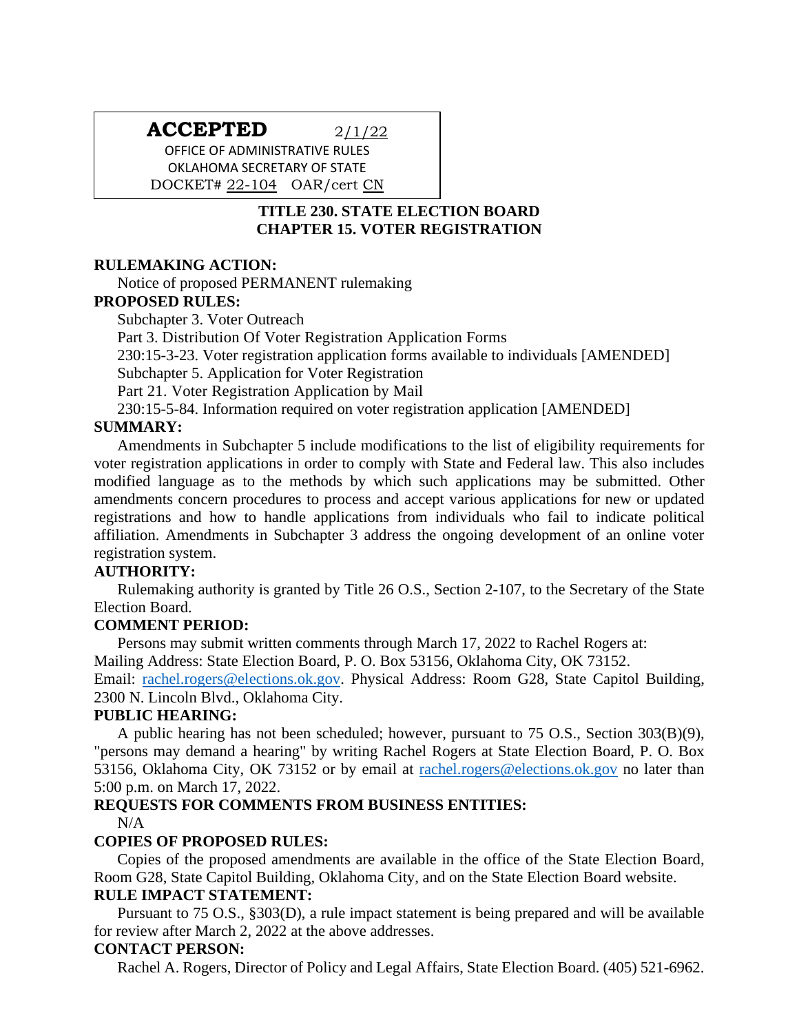**ACCEPTED** 2/1/22
OFFICE OF ADMINISTRATIVE RULES
OKLAHOMA SECRETARY OF STATE
DOCKET# 22-104 OAR/cert CN

## TITLE 230. STATE ELECTION BOARD
## CHAPTER 15. VOTER REGISTRATION

**RULEMAKING ACTION:**

Notice of proposed PERMANENT rulemaking

**PROPOSED RULES:**

Subchapter 3. Voter Outreach

Part 3. Distribution Of Voter Registration Application Forms

230:15-3-23. Voter registration application forms available to individuals [AMENDED]

Subchapter 5. Application for Voter Registration

Part 21. Voter Registration Application by Mail

230:15-5-84. Information required on voter registration application [AMENDED]

**SUMMARY:**

Amendments in Subchapter 5 include modifications to the list of eligibility requirements for voter registration applications in order to comply with State and Federal law. This also includes modified language as to the methods by which such applications may be submitted. Other amendments concern procedures to process and accept various applications for new or updated registrations and how to handle applications from individuals who fail to indicate political affiliation. Amendments in Subchapter 3 address the ongoing development of an online voter registration system.

**AUTHORITY:**

Rulemaking authority is granted by Title 26 O.S., Section 2-107, to the Secretary of the State Election Board.

**COMMENT PERIOD:**

Persons may submit written comments through March 17, 2022 to Rachel Rogers at:
Mailing Address: State Election Board, P. O. Box 53156, Oklahoma City, OK 73152.
Email: rachel.rogers@elections.ok.gov. Physical Address: Room G28, State Capitol Building, 2300 N. Lincoln Blvd., Oklahoma City.

**PUBLIC HEARING:**

A public hearing has not been scheduled; however, pursuant to 75 O.S., Section 303(B)(9), "persons may demand a hearing" by writing Rachel Rogers at State Election Board, P. O. Box 53156, Oklahoma City, OK 73152 or by email at rachel.rogers@elections.ok.gov no later than 5:00 p.m. on March 17, 2022.

**REQUESTS FOR COMMENTS FROM BUSINESS ENTITIES:**

N/A

**COPIES OF PROPOSED RULES:**

Copies of the proposed amendments are available in the office of the State Election Board, Room G28, State Capitol Building, Oklahoma City, and on the State Election Board website.

**RULE IMPACT STATEMENT:**

Pursuant to 75 O.S., §303(D), a rule impact statement is being prepared and will be available for review after March 2, 2022 at the above addresses.

**CONTACT PERSON:**

Rachel A. Rogers, Director of Policy and Legal Affairs, State Election Board. (405) 521-6962.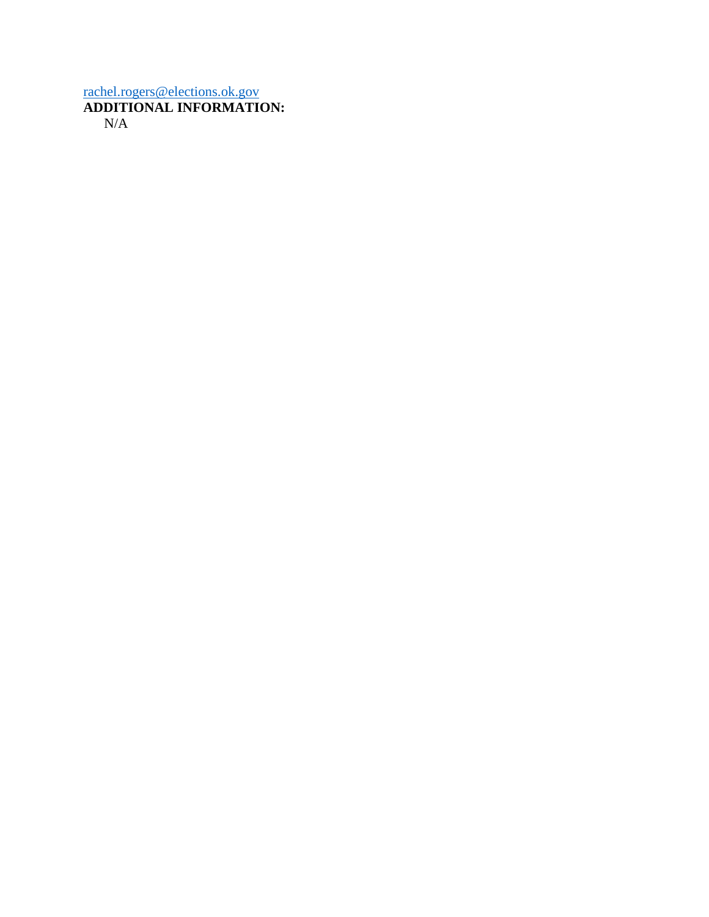rachel.rogers@elections.ok.gov

**ADDITIONAL INFORMATION:**

N/A